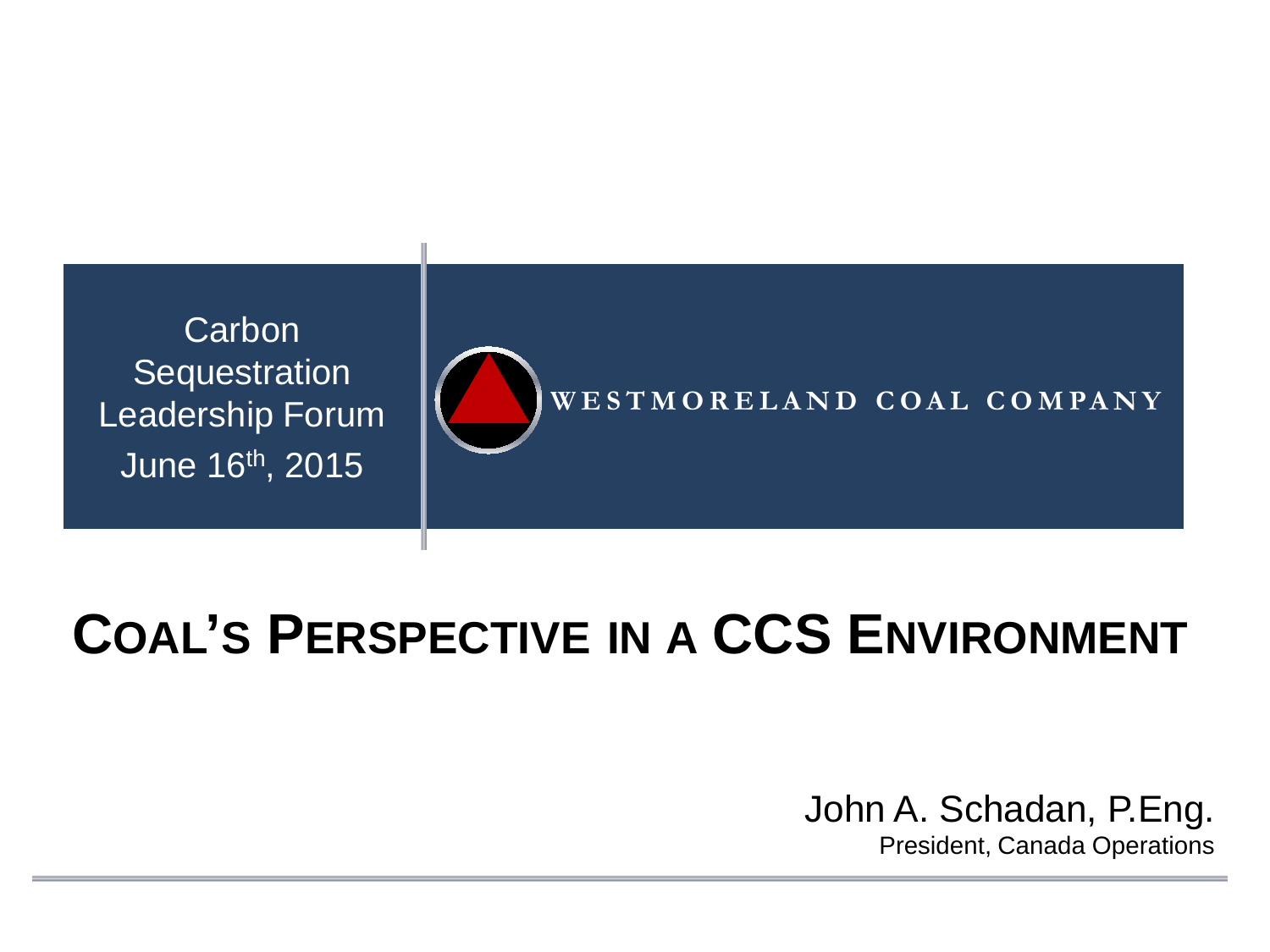Carbon Sequestration Leadership Forum
June 16th, 2015

WESTMORELAND COAL COMPANY

# COAL'S PERSPECTIVE IN A CCS ENVIRONMENT

John A. Schadan, P.Eng.
President, Canada Operations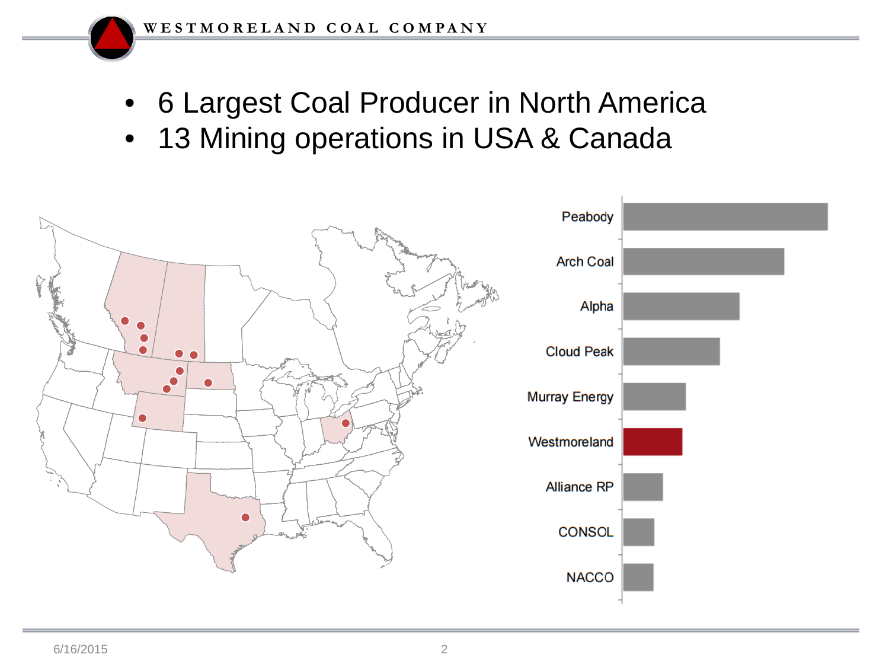- 6 Largest Coal Producer in North America
- 13 Mining operations in USA & Canada

Peabody

Arch Coal

Alpha

Cloud Peak

Murray Energy

Westmoreland

Alliance RP

CONSOL

NACCO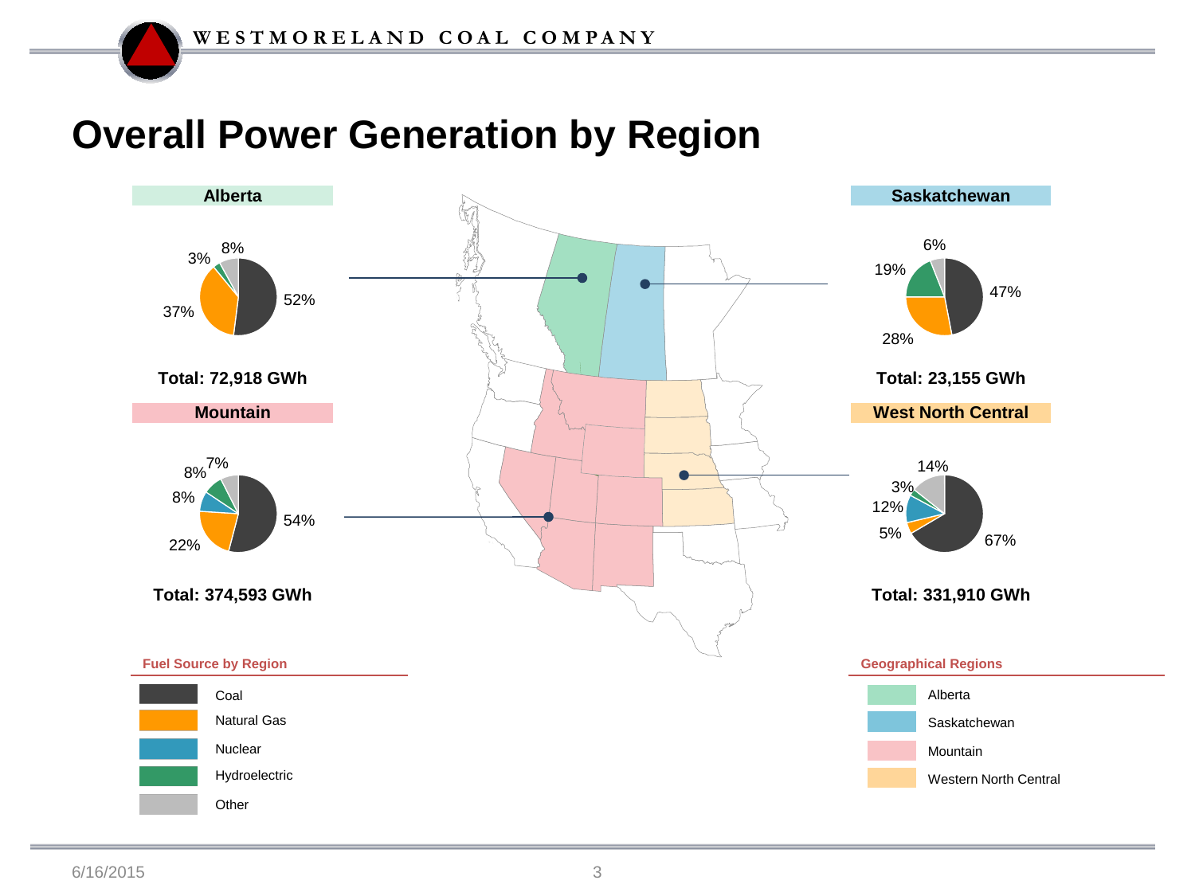# Overall Power Generation by Region

### Alberta

52%, 37%, 3%, 8%

**Total: 72,918 GWh**

### Saskatchewan

47%, 28%, 19%, 6%

**Total: 23,155 GWh**

### Mountain

54%, 22%, 8%, 8%, 7%

**Total: 374,593 GWh**

### West North Central

67%, 5%, 12%, 3%, 14%

**Total: 331,910 GWh**

**Fuel Source by Region**

- Coal
- Natural Gas
- Nuclear
- Hydroelectric
- Other

**Geographical Regions**

- Alberta
- Saskatchewan
- Mountain
- Western North Central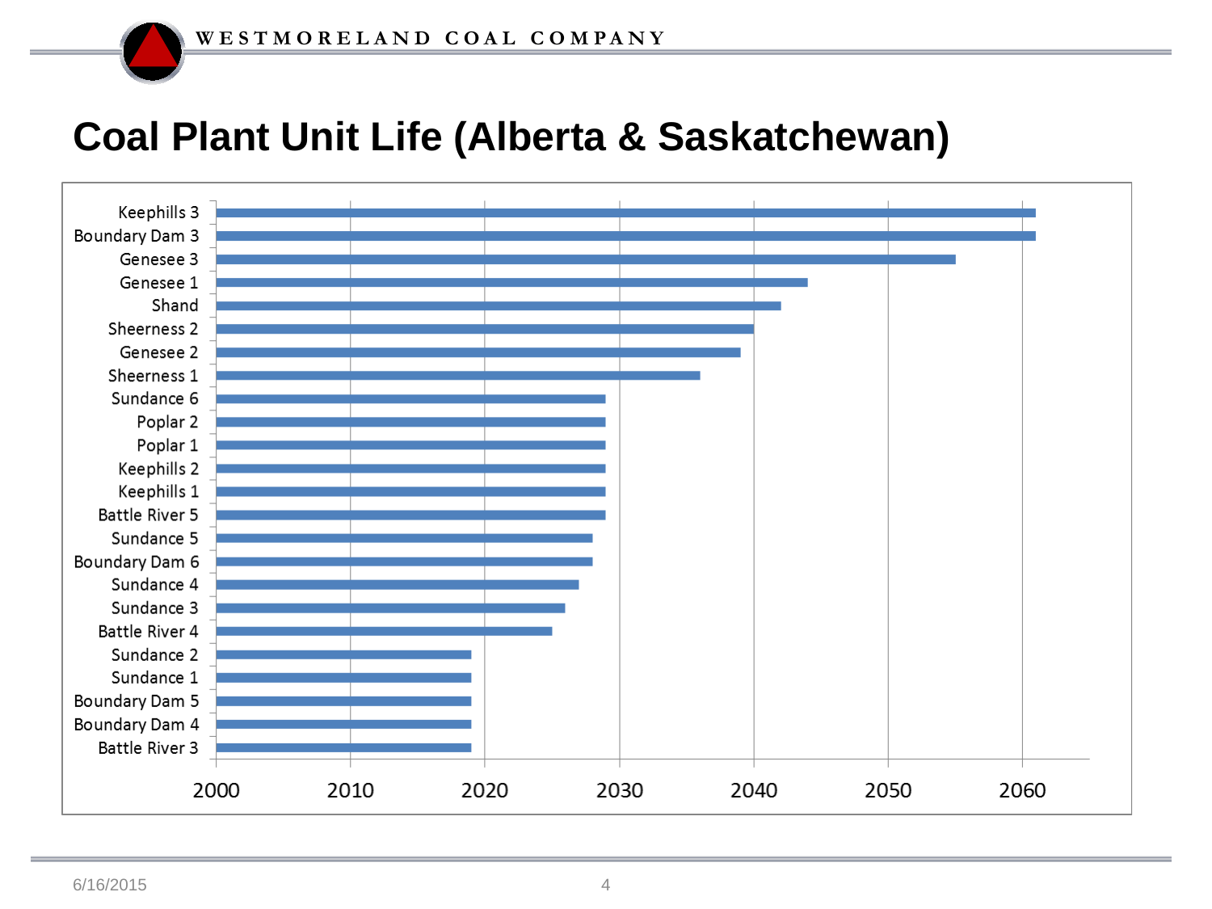# Coal Plant Unit Life (Alberta & Saskatchewan)

| Unit | End of Unit Life (year, read from chart) |
|---|---|
| Keephills 3 | 2061 |
| Boundary Dam 3 | 2061 |
| Genesee 3 | 2055 |
| Genesee 1 | 2044 |
| Shand | 2042 |
| Sheerness 2 | 2040 |
| Genesee 2 | 2039 |
| Sheerness 1 | 2036 |
| Sundance 6 | 2029 |
| Poplar 2 | 2029 |
| Poplar 1 | 2029 |
| Keephills 2 | 2029 |
| Keephills 1 | 2029 |
| Battle River 5 | 2029 |
| Sundance 5 | 2028 |
| Boundary Dam 6 | 2028 |
| Sundance 4 | 2027 |
| Sundance 3 | 2026 |
| Battle River 4 | 2025 |
| Sundance 2 | 2019 |
| Sundance 1 | 2019 |
| Boundary Dam 5 | 2019 |
| Boundary Dam 4 | 2019 |
| Battle River 3 | 2019 |

Axis: 2000, 2010, 2020, 2030, 2040, 2050, 2060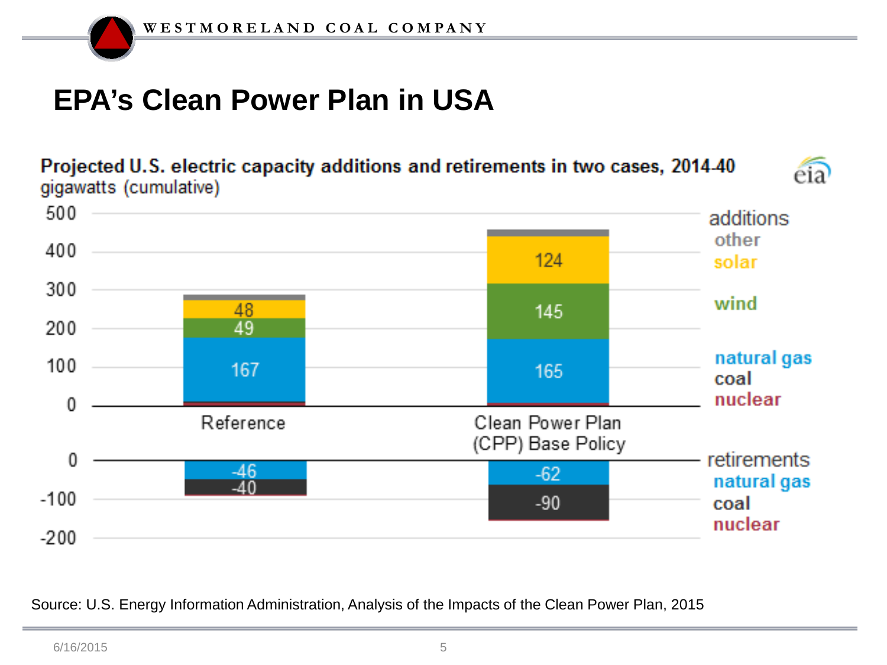# EPA's Clean Power Plan in USA

**Projected U.S. electric capacity additions and retirements in two cases, 2014-40**
gigawatts (cumulative)

| | Reference | Clean Power Plan (CPP) Base Policy |
|---|---|---|
| **additions** | | |
| solar | 48 | 124 |
| wind | 49 | 145 |
| natural gas | 167 | 165 |
| **retirements** | | |
| natural gas | -46 | -62 |
| coal | -40 | -90 |

Source: U.S. Energy Information Administration, Analysis of the Impacts of the Clean Power Plan, 2015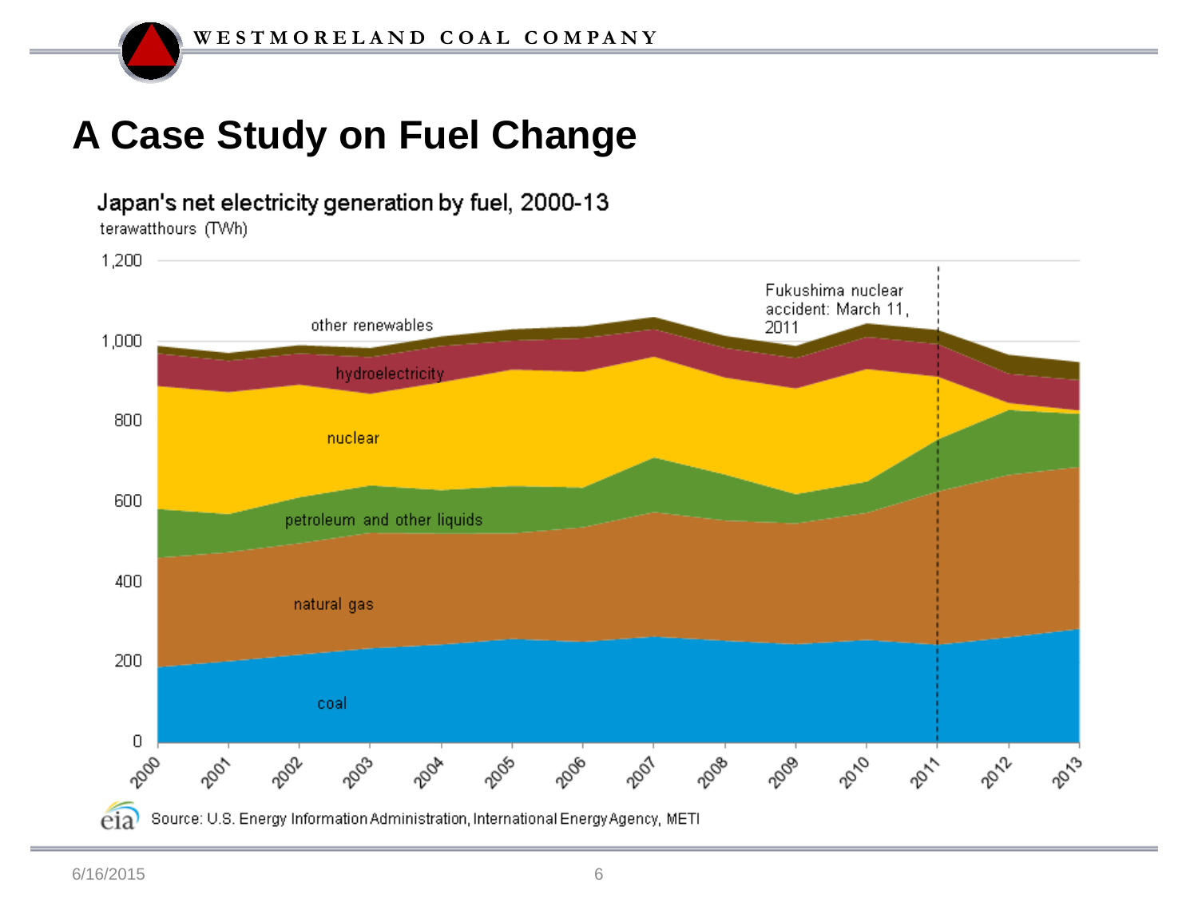# A Case Study on Fuel Change

Japan's net electricity generation by fuel, 2000-13

terawatthours (TWh)

Source: U.S. Energy Information Administration, International Energy Agency, METI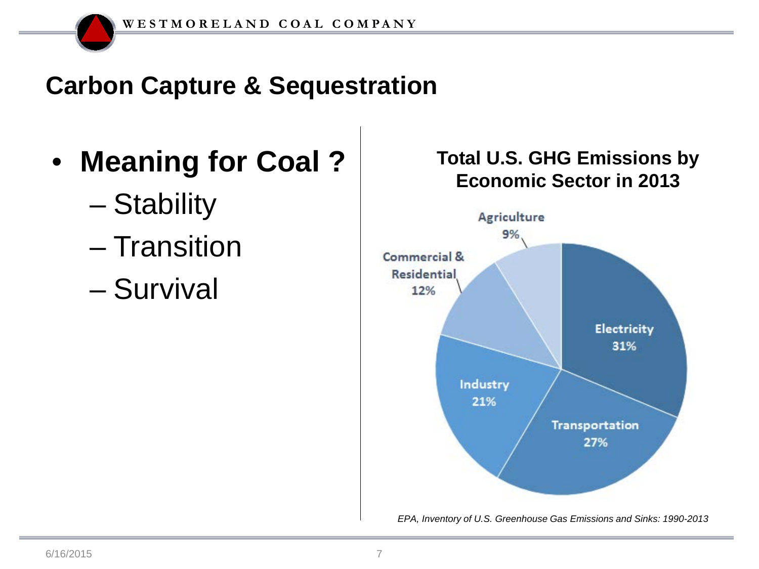# Carbon Capture & Sequestration

- **Meaning for Coal ?**
  - Stability
  - Transition
  - Survival

**Total U.S. GHG Emissions by Economic Sector in 2013**

| Sector | Share |
|---|---|
| Electricity | 31% |
| Transportation | 27% |
| Industry | 21% |
| Commercial & Residential | 12% |
| Agriculture | 9% |

*EPA, Inventory of U.S. Greenhouse Gas Emissions and Sinks: 1990-2013*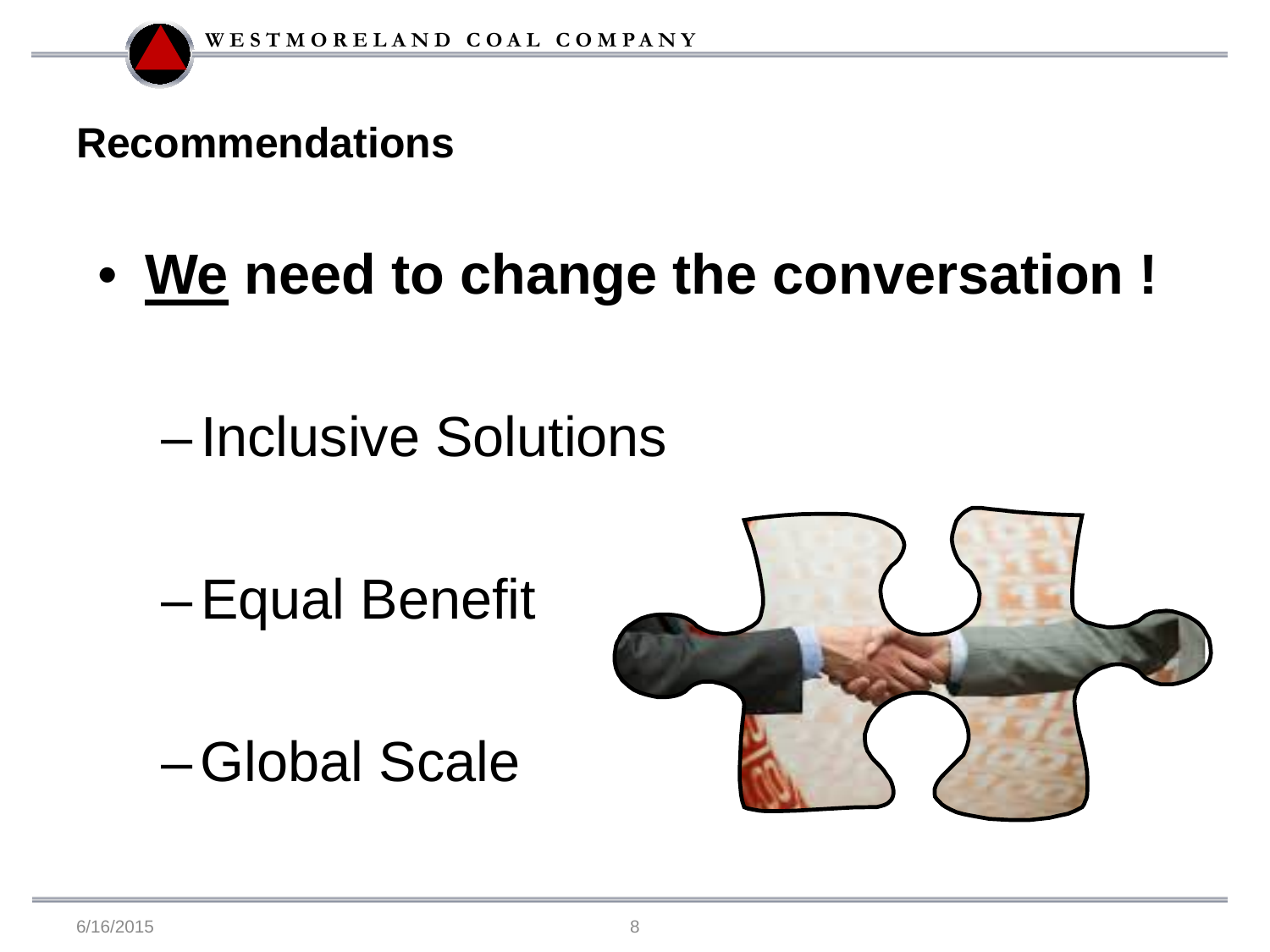# Recommendations

- **<u>We</u> need to change the conversation !**
  - Inclusive Solutions
  - Equal Benefit
  - Global Scale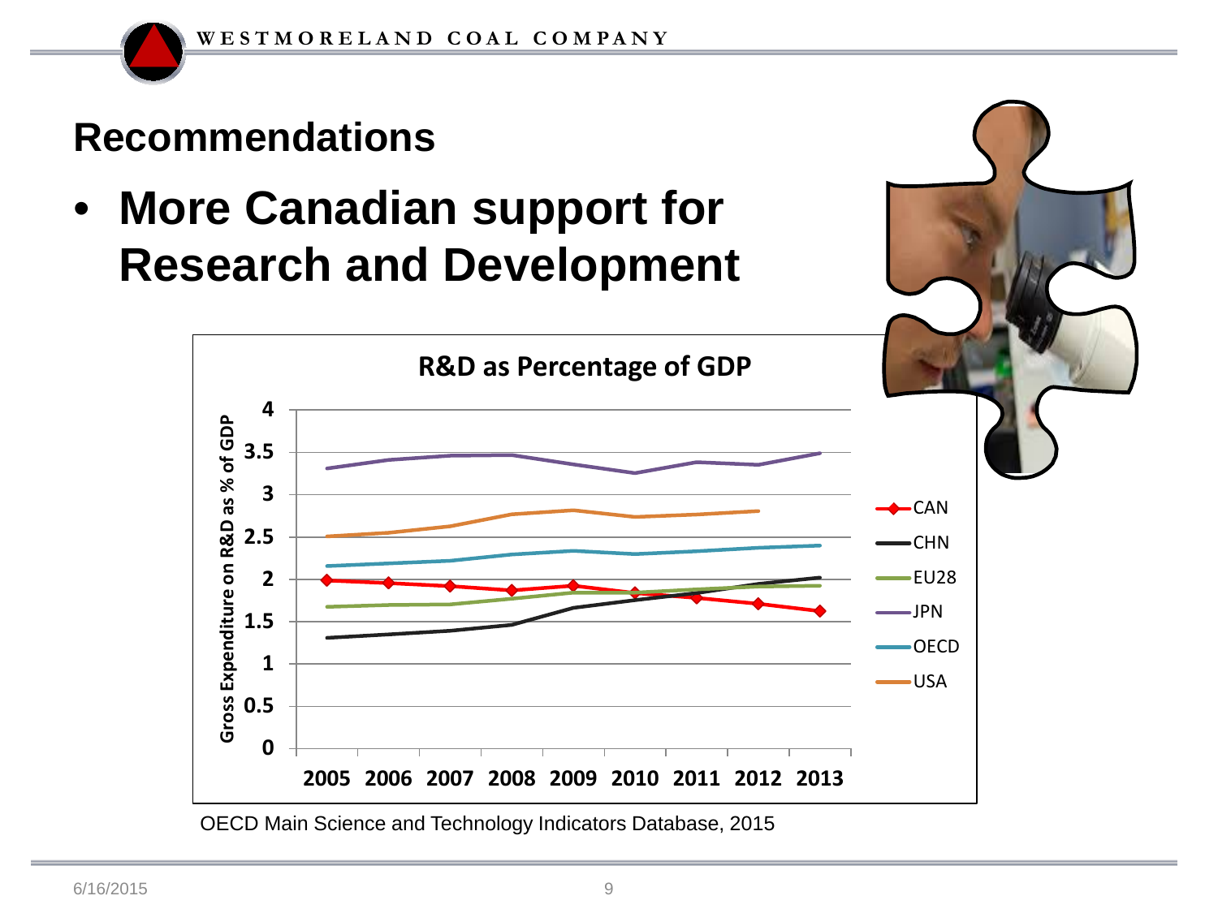# Recommendations

- **More Canadian support for Research and Development**

**R&D as Percentage of GDP**

OECD Main Science and Technology Indicators Database, 2015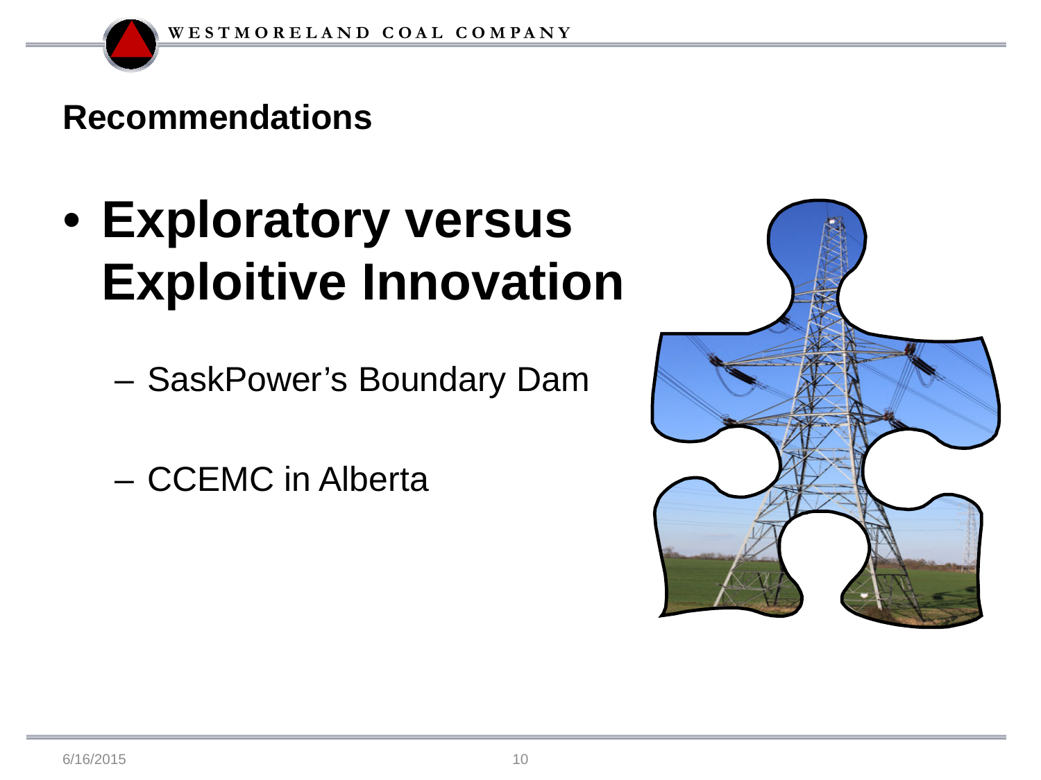## Recommendations

- **Exploratory versus Exploitive Innovation**
  - SaskPower's Boundary Dam
  - CCEMC in Alberta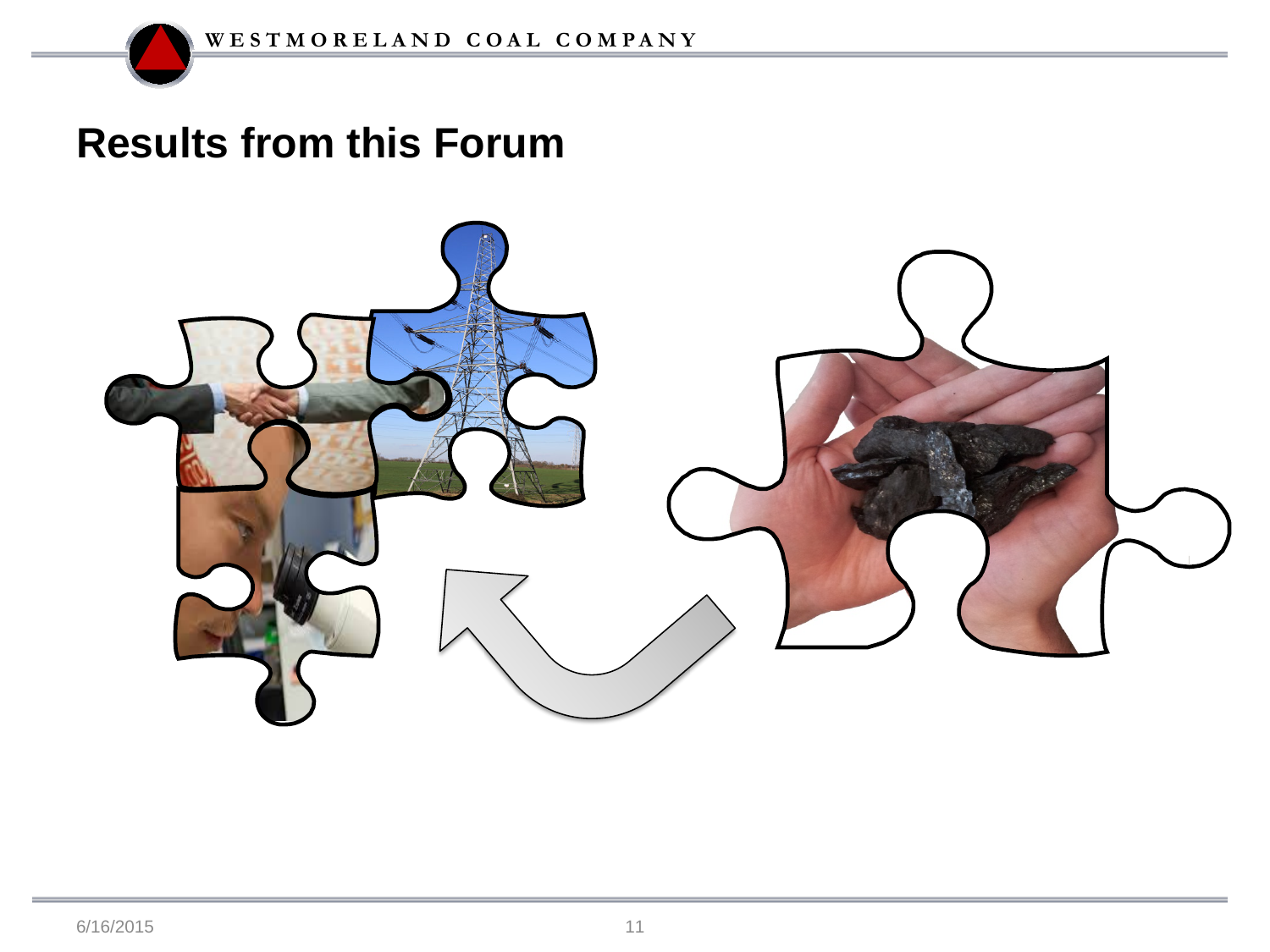# Results from this Forum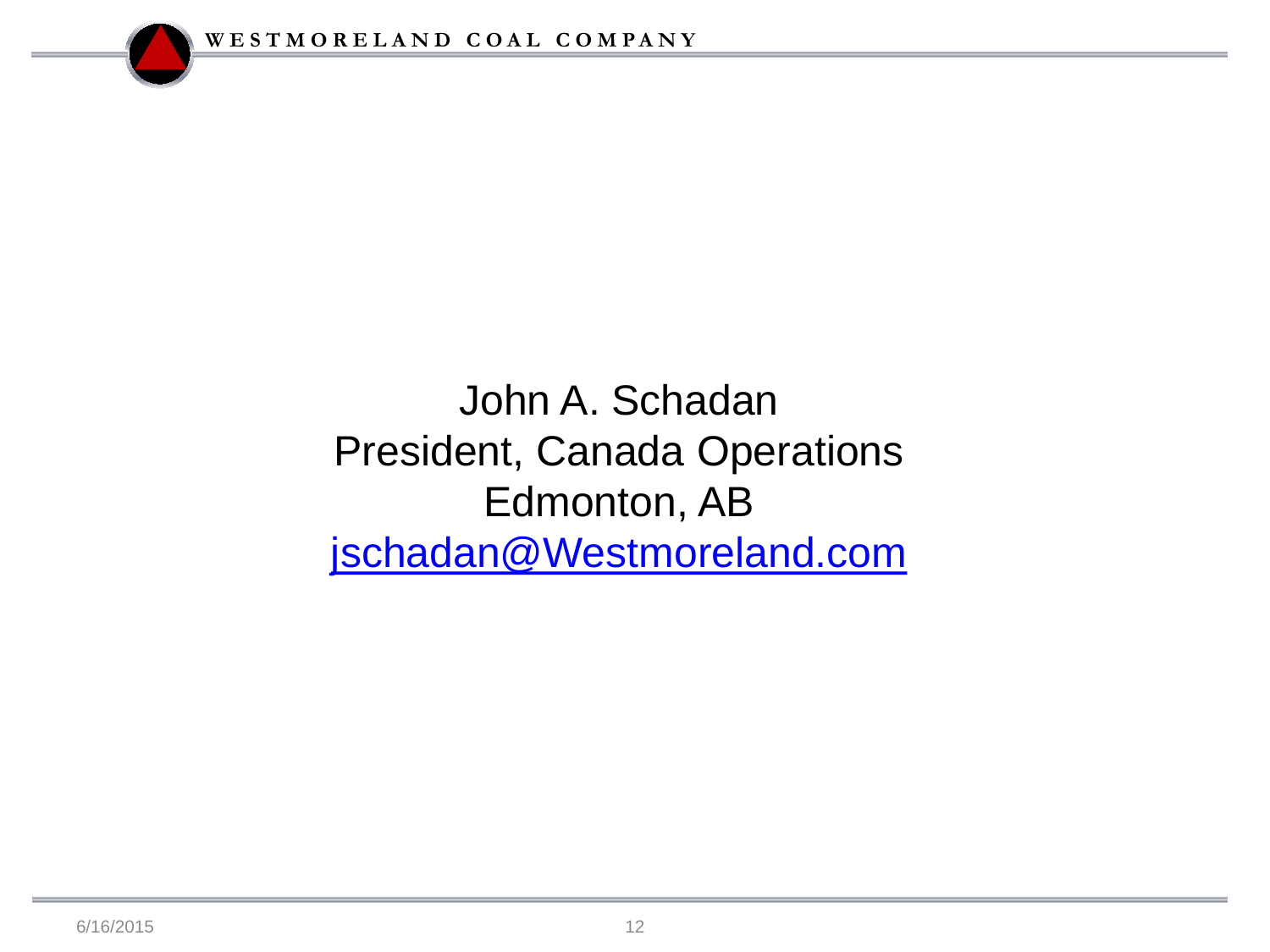John A. Schadan
President, Canada Operations
Edmonton, AB
jschadan@Westmoreland.com